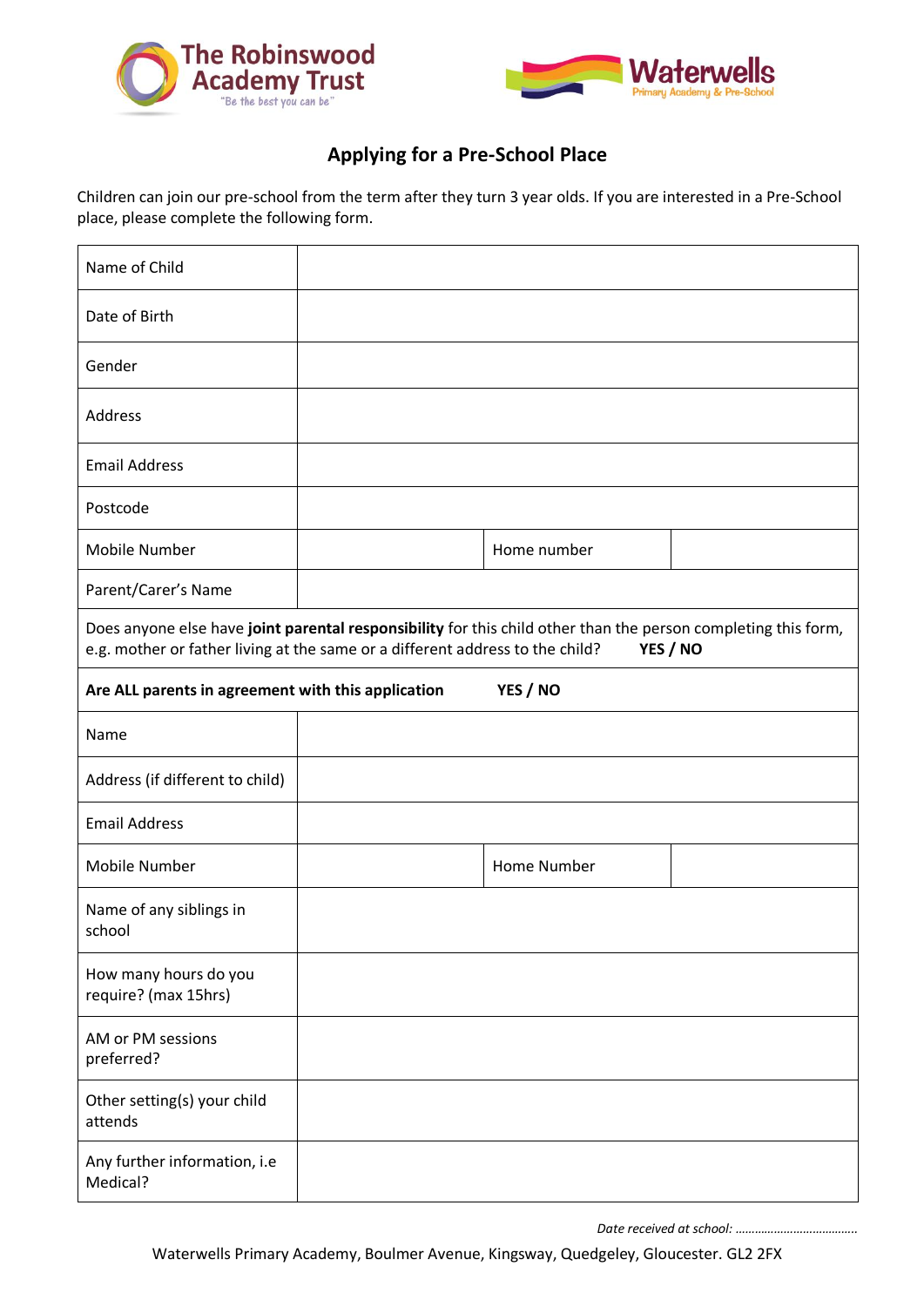The Robinswood Academy Trust
"Be the best you can be"

Waterwells
Primary Academy & Pre-School

## Applying for a Pre-School Place

Children can join our pre-school from the term after they turn 3 year olds. If you are interested in a Pre-School place, please complete the following form.

| | | | |
|---|---|---|---|
| Name of Child | | | |
| Date of Birth | | | |
| Gender | | | |
| Address | | | |
| Email Address | | | |
| Postcode | | | |
| Mobile Number | | Home number | |
| Parent/Carer's Name | | | |
| Does anyone else have **joint parental responsibility** for this child other than the person completing this form, e.g. mother or father living at the same or a different address to the child? **YES / NO** | | | |
| **Are ALL parents in agreement with this application YES / NO** | | | |
| Name | | | |
| Address (if different to child) | | | |
| Email Address | | | |
| Mobile Number | | Home Number | |
| Name of any siblings in school | | | |
| How many hours do you require? (max 15hrs) | | | |
| AM or PM sessions preferred? | | | |
| Other setting(s) your child attends | | | |
| Any further information, i.e Medical? | | | |

*Date received at school: ………………………………*

Waterwells Primary Academy, Boulmer Avenue, Kingsway, Quedgeley, Gloucester. GL2 2FX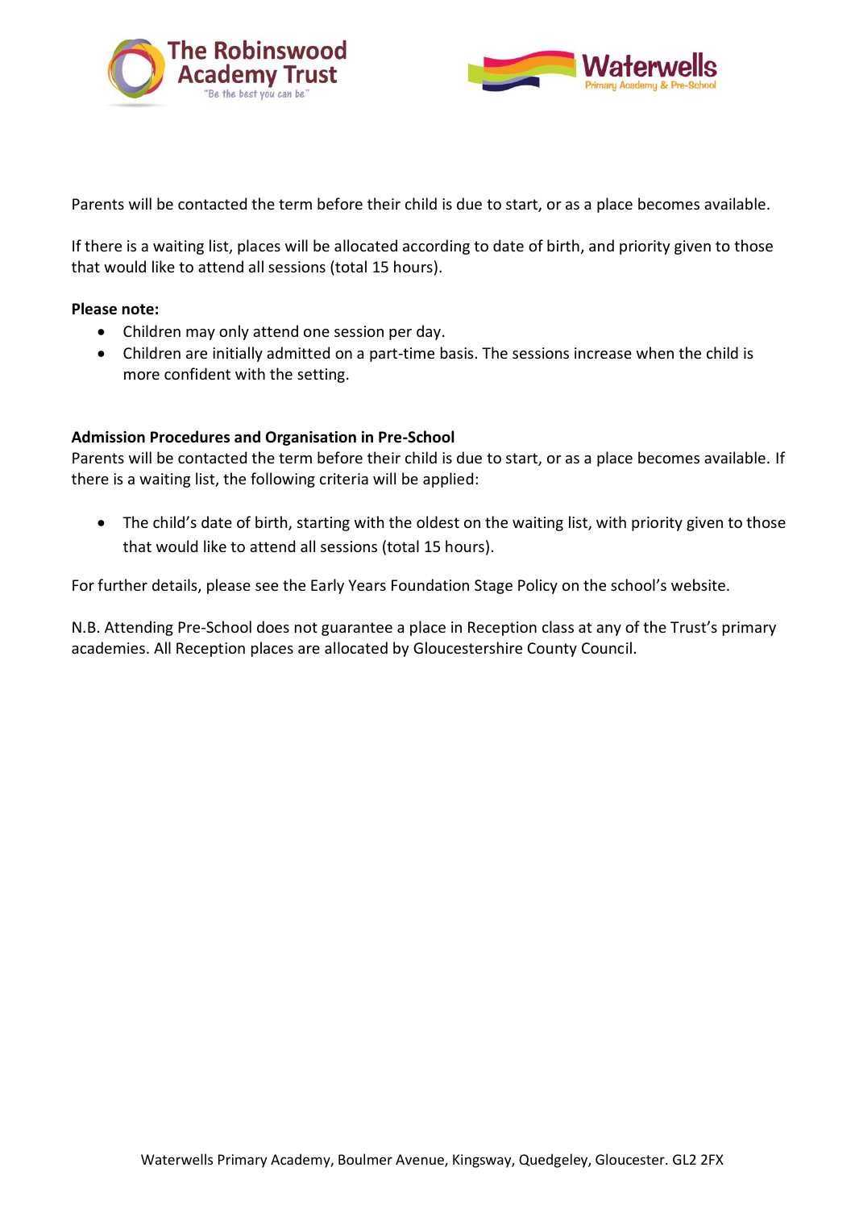Parents will be contacted the term before their child is due to start, or as a place becomes available.

If there is a waiting list, places will be allocated according to date of birth, and priority given to those that would like to attend all sessions (total 15 hours).

**Please note:**

- Children may only attend one session per day.
- Children are initially admitted on a part-time basis. The sessions increase when the child is more confident with the setting.

**Admission Procedures and Organisation in Pre-School**

Parents will be contacted the term before their child is due to start, or as a place becomes available. If there is a waiting list, the following criteria will be applied:

- The child's date of birth, starting with the oldest on the waiting list, with priority given to those that would like to attend all sessions (total 15 hours).

For further details, please see the Early Years Foundation Stage Policy on the school's website.

N.B. Attending Pre-School does not guarantee a place in Reception class at any of the Trust's primary academies. All Reception places are allocated by Gloucestershire County Council.